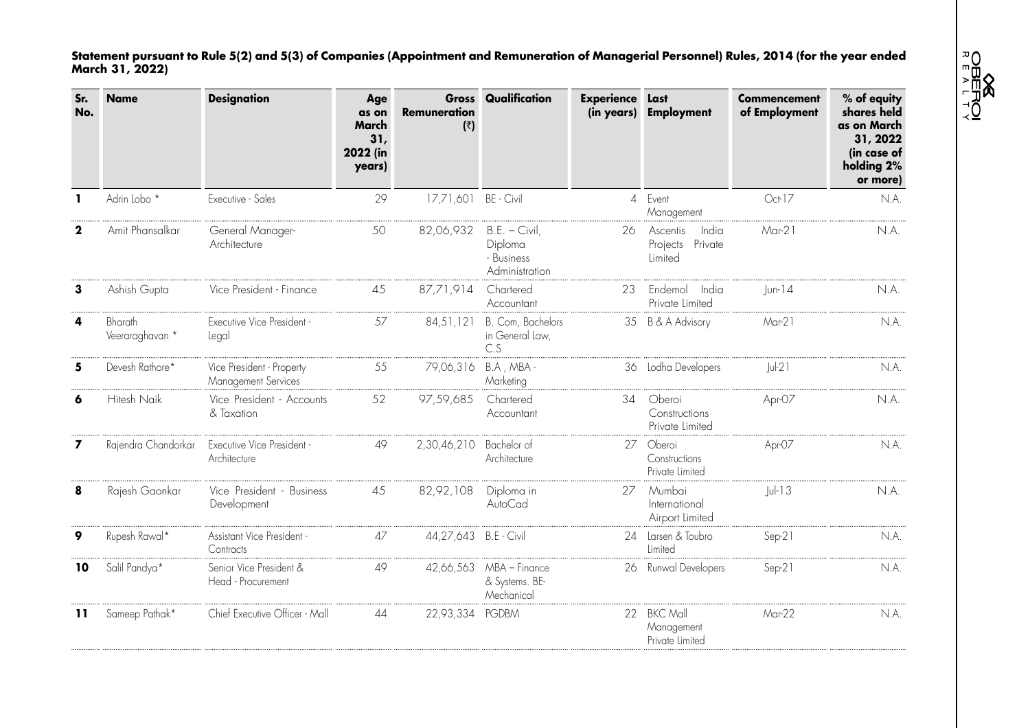**Statement pursuant to Rule 5(2) and 5(3) of Companies (Appointment and Remuneration of Managerial Personnel) Rules, 2014 (for the year ended March 31, 2022)**

| Sr. No. | Name | Designation | Age as on March 31, 2022 (in years) | Gross Remuneration (₹) | Qualification | Experience (in years) | Last Employment | Commencement of Employment | % of equity shares held as on March 31, 2022 (in case of holding 2% or more) |
|---|---|---|---|---|---|---|---|---|---|
| 1 | Adrin Lobo * | Executive - Sales | 29 | 17,71,601 | BE - Civil | 4 | Event Management | Oct-17 | N.A. |
| 2 | Amit Phansalkar | General Manager-Architecture | 50 | 82,06,932 | B.E. – Civil, Diploma - Business Administration | 26 | Ascentis India Projects Private Limited | Mar-21 | N.A. |
| 3 | Ashish Gupta | Vice President - Finance | 45 | 87,71,914 | Chartered Accountant | 23 | Endemol India Private Limited | Jun-14 | N.A. |
| 4 | Bharath Veeraraghavan * | Executive Vice President - Legal | 57 | 84,51,121 | B. Com, Bachelors in General Law, C.S | 35 | B & A Advisory | Mar-21 | N.A. |
| 5 | Devesh Rathore* | Vice President - Property Management Services | 55 | 79,06,316 | B.A , MBA - Marketing | 36 | Lodha Developers | Jul-21 | N.A. |
| 6 | Hitesh Naik | Vice President - Accounts & Taxation | 52 | 97,59,685 | Chartered Accountant | 34 | Oberoi Constructions Private Limited | Apr-07 | N.A. |
| 7 | Rajendra Chandorkar | Executive Vice President - Architecture | 49 | 2,30,46,210 | Bachelor of Architecture | 27 | Oberoi Constructions Private Limited | Apr-07 | N.A. |
| 8 | Rajesh Gaonkar | Vice President - Business Development | 45 | 82,92,108 | Diploma in AutoCad | 27 | Mumbai International Airport Limited | Jul-13 | N.A. |
| 9 | Rupesh Rawal* | Assistant Vice President - Contracts | 47 | 44,27,643 | B.E - Civil | 24 | Larsen & Toubro Limited | Sep-21 | N.A. |
| 10 | Salil Pandya* | Senior Vice President & Head - Procurement | 49 | 42,66,563 | MBA – Finance & Systems. BE-Mechanical | 26 | Runwal Developers | Sep-21 | N.A. |
| 11 | Sameep Pathak* | Chief Executive Officer - Mall | 44 | 22,93,334 | PGDBM | 22 | BKC Mall Management Private Limited | Mar-22 | N.A. |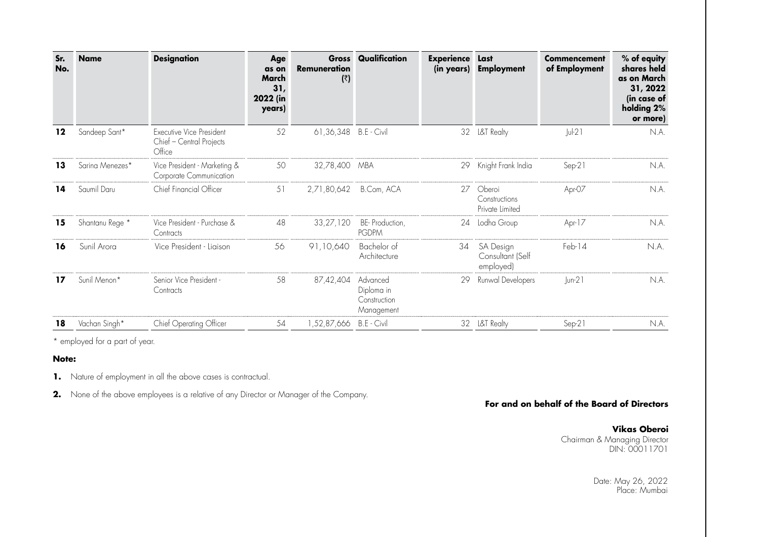| Sr. No. | Name | Designation | Age as on March 31, 2022 (in years) | Gross Remuneration (₹) | Qualification | Experience (in years) | Last Employment | Commencement of Employment | % of equity shares held as on March 31, 2022 (in case of holding 2% or more) |
|---|---|---|---|---|---|---|---|---|---|
| 12 | Sandeep Sant* | Executive Vice President Chief – Central Projects Office | 52 | 61,36,348 | B.E - Civil | 32 | L&T Realty | Jul-21 | N.A. |
| 13 | Sarina Menezes* | Vice President - Marketing & Corporate Communication | 50 | 32,78,400 | MBA | 29 | Knight Frank India | Sep-21 | N.A. |
| 14 | Saumil Daru | Chief Financial Officer | 51 | 2,71,80,642 | B.Com, ACA | 27 | Oberoi Constructions Private Limited | Apr-07 | N.A. |
| 15 | Shantanu Rege * | Vice President - Purchase & Contracts | 48 | 33,27,120 | BE- Production, PGDPM | 24 | Lodha Group | Apr-17 | N.A. |
| 16 | Sunil Arora | Vice President - Liaison | 56 | 91,10,640 | Bachelor of Architecture | 34 | SA Design Consultant (Self employed) | Feb-14 | N.A. |
| 17 | Sunil Menon* | Senior Vice President - Contracts | 58 | 87,42,404 | Advanced Diploma in Construction Management | 29 | Runwal Developers | Jun-21 | N.A. |
| 18 | Vachan Singh* | Chief Operating Officer | 54 | 1,52,87,666 | B.E - Civil | 32 | L&T Realty | Sep-21 | N.A. |

* employed for a part of year.

**Note:**

1. Nature of employment in all the above cases is contractual.
2. None of the above employees is a relative of any Director or Manager of the Company.

**For and on behalf of the Board of Directors**

**Vikas Oberoi**
Chairman & Managing Director
DIN: 00011701

Date: May 26, 2022
Place: Mumbai